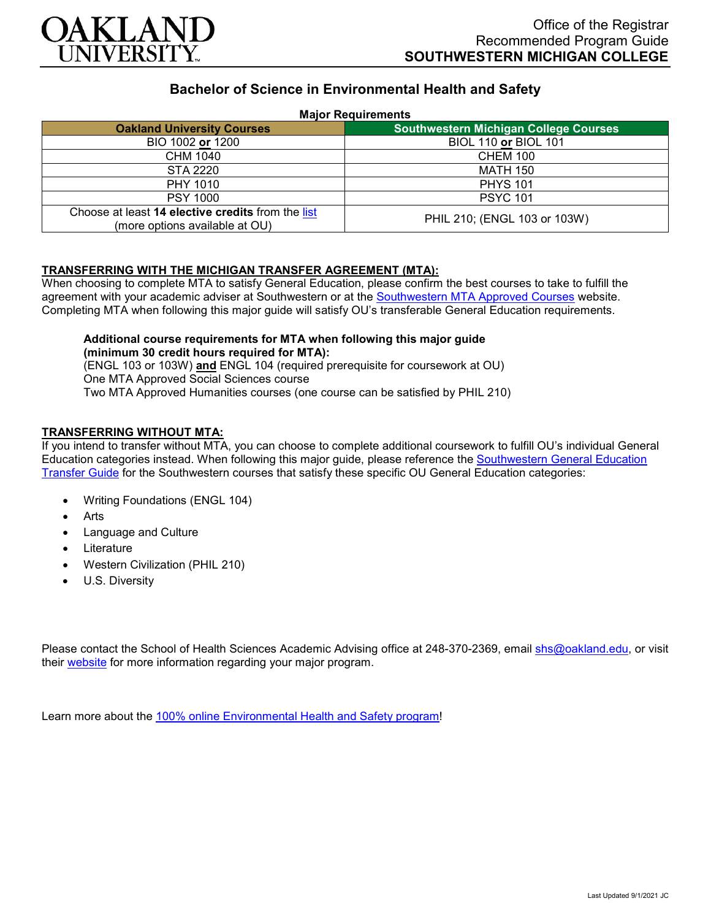# OAKLAND UNIVERSITY

Office of the Registrar
Recommended Program Guide
**SOUTHWESTERN MICHIGAN COLLEGE**

## Bachelor of Science in Environmental Health and Safety

**Major Requirements**

| Oakland University Courses | Southwestern Michigan College Courses |
|---|---|
| BIO 1002 **or** 1200 | BIOL 110 **or** BIOL 101 |
| CHM 1040 | CHEM 100 |
| STA 2220 | MATH 150 |
| PHY 1010 | PHYS 101 |
| PSY 1000 | PSYC 101 |
| Choose at least **14 elective credits** from the list (more options available at OU) | PHIL 210; (ENGL 103 or 103W) |

### TRANSFERRING WITH THE MICHIGAN TRANSFER AGREEMENT (MTA):

When choosing to complete MTA to satisfy General Education, please confirm the best courses to take to fulfill the agreement with your academic adviser at Southwestern or at the Southwestern MTA Approved Courses website. Completing MTA when following this major guide will satisfy OU's transferable General Education requirements.

**Additional course requirements for MTA when following this major guide (minimum 30 credit hours required for MTA):**
(ENGL 103 or 103W) **and** ENGL 104 (required prerequisite for coursework at OU)
One MTA Approved Social Sciences course
Two MTA Approved Humanities courses (one course can be satisfied by PHIL 210)

### TRANSFERRING WITHOUT MTA:

If you intend to transfer without MTA, you can choose to complete additional coursework to fulfill OU's individual General Education categories instead. When following this major guide, please reference the Southwestern General Education Transfer Guide for the Southwestern courses that satisfy these specific OU General Education categories:

- Writing Foundations (ENGL 104)
- Arts
- Language and Culture
- Literature
- Western Civilization (PHIL 210)
- U.S. Diversity

Please contact the School of Health Sciences Academic Advising office at 248-370-2369, email shs@oakland.edu, or visit their website for more information regarding your major program.

Learn more about the 100% online Environmental Health and Safety program!

Last Updated 9/1/2021 JC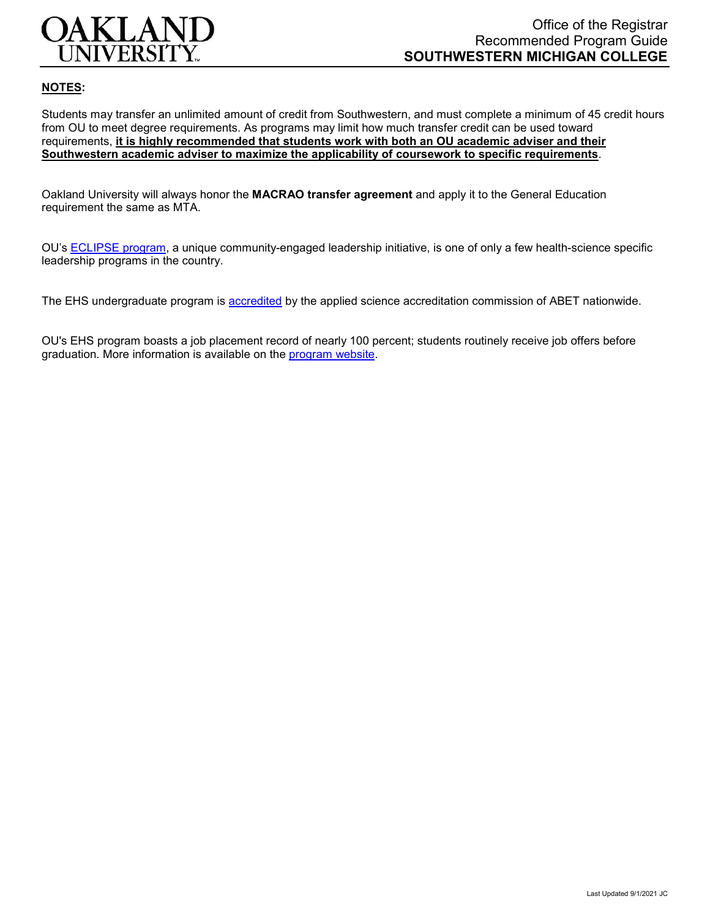**NOTES:**

Students may transfer an unlimited amount of credit from Southwestern, and must complete a minimum of 45 credit hours from OU to meet degree requirements. As programs may limit how much transfer credit can be used toward requirements, **it is highly recommended that students work with both an OU academic adviser and their Southwestern academic adviser to maximize the applicability of coursework to specific requirements**.

Oakland University will always honor the **MACRAO transfer agreement** and apply it to the General Education requirement the same as MTA.

OU's ECLIPSE program, a unique community-engaged leadership initiative, is one of only a few health-science specific leadership programs in the country.

The EHS undergraduate program is accredited by the applied science accreditation commission of ABET nationwide.

OU's EHS program boasts a job placement record of nearly 100 percent; students routinely receive job offers before graduation. More information is available on the program website.

Last Updated 9/1/2021 JC